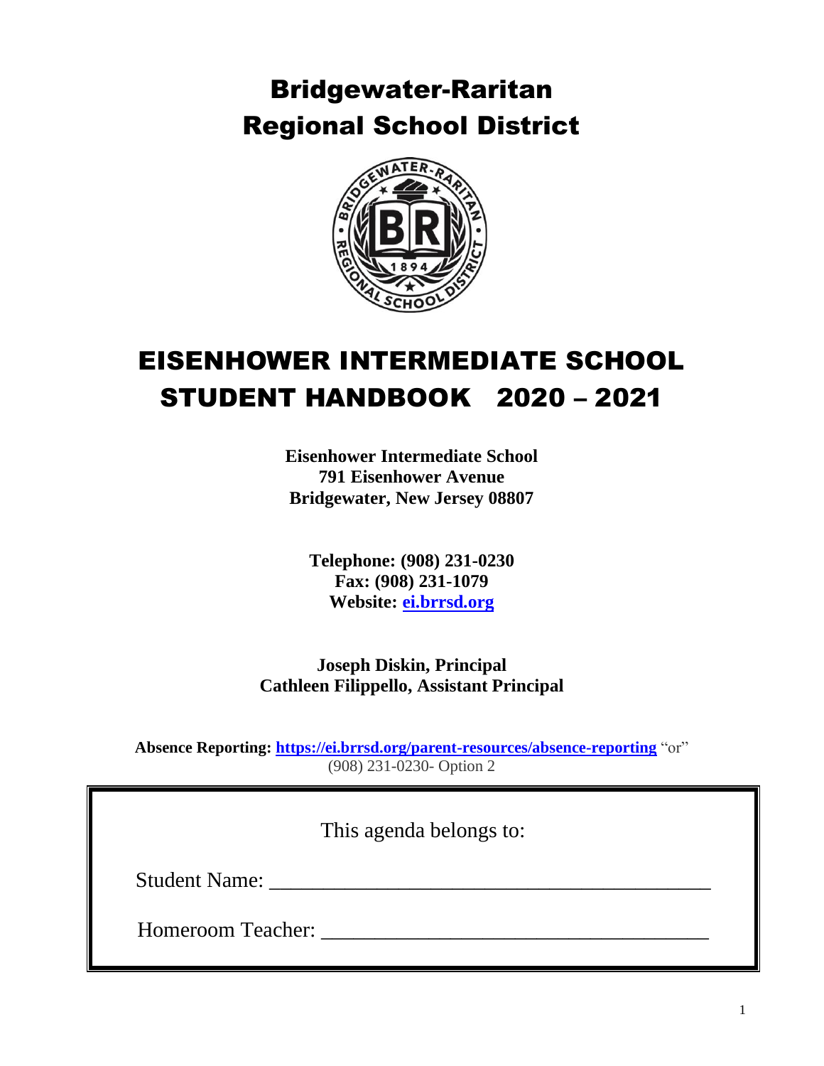# Bridgewater-Raritan Regional School District

# EISENHOWER INTERMEDIATE SCHOOL STUDENT HANDBOOK 2020 – 2021

**Eisenhower Intermediate School**
**791 Eisenhower Avenue**
**Bridgewater, New Jersey 08807**

**Telephone: (908) 231-0230**
**Fax: (908) 231-1079**
**Website: ei.brrsd.org**

**Joseph Diskin, Principal**
**Cathleen Filippello, Assistant Principal**

**Absence Reporting: https://ei.brrsd.org/parent-resources/absence-reporting** "or" (908) 231-0230- Option 2

This agenda belongs to:

Student Name: ________________________________________

Homeroom Teacher: ____________________________________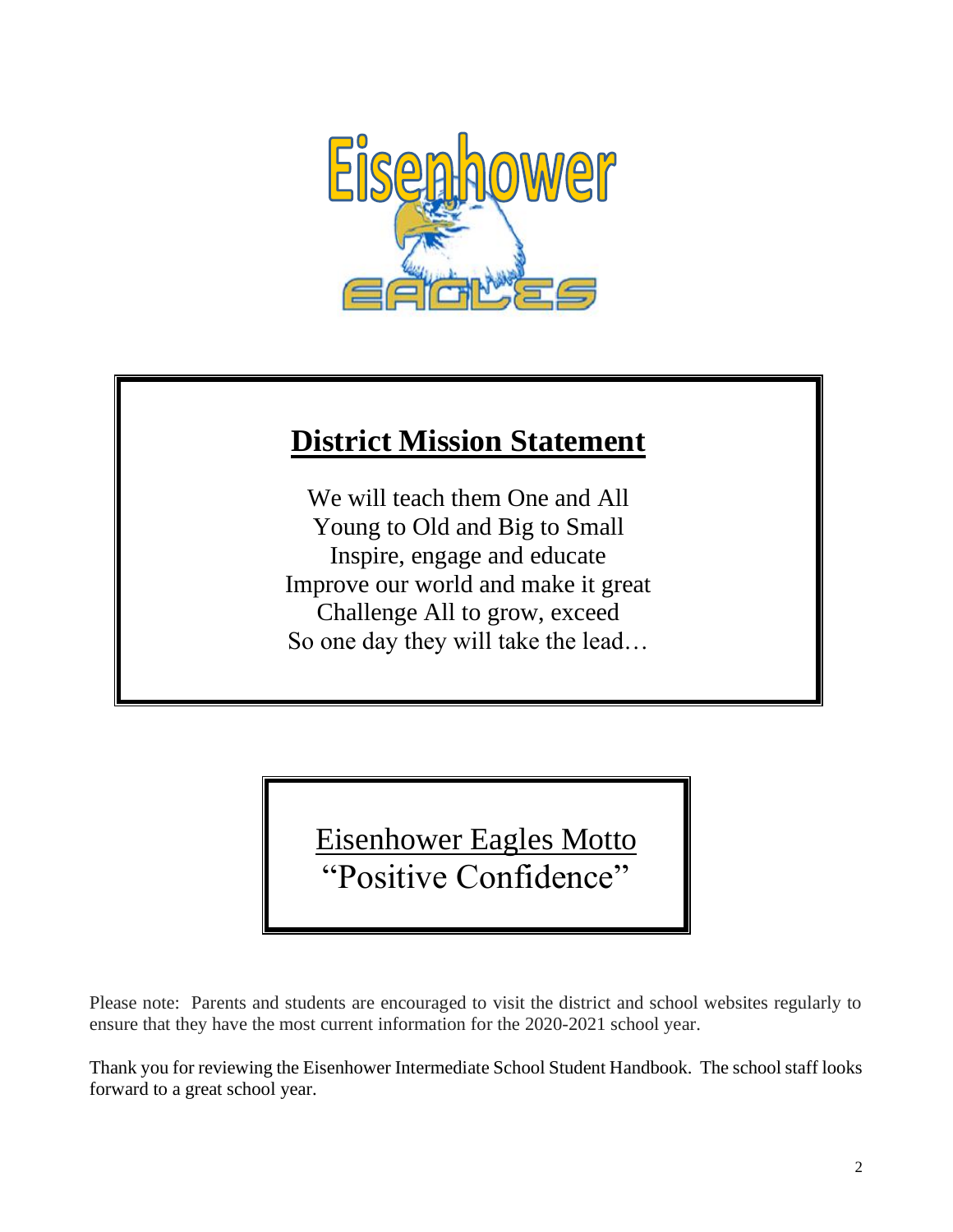## District Mission Statement

We will teach them One and All
Young to Old and Big to Small
Inspire, engage and educate
Improve our world and make it great
Challenge All to grow, exceed
So one day they will take the lead…

Eisenhower Eagles Motto
"Positive Confidence"

Please note: Parents and students are encouraged to visit the district and school websites regularly to ensure that they have the most current information for the 2020-2021 school year.

Thank you for reviewing the Eisenhower Intermediate School Student Handbook. The school staff looks forward to a great school year.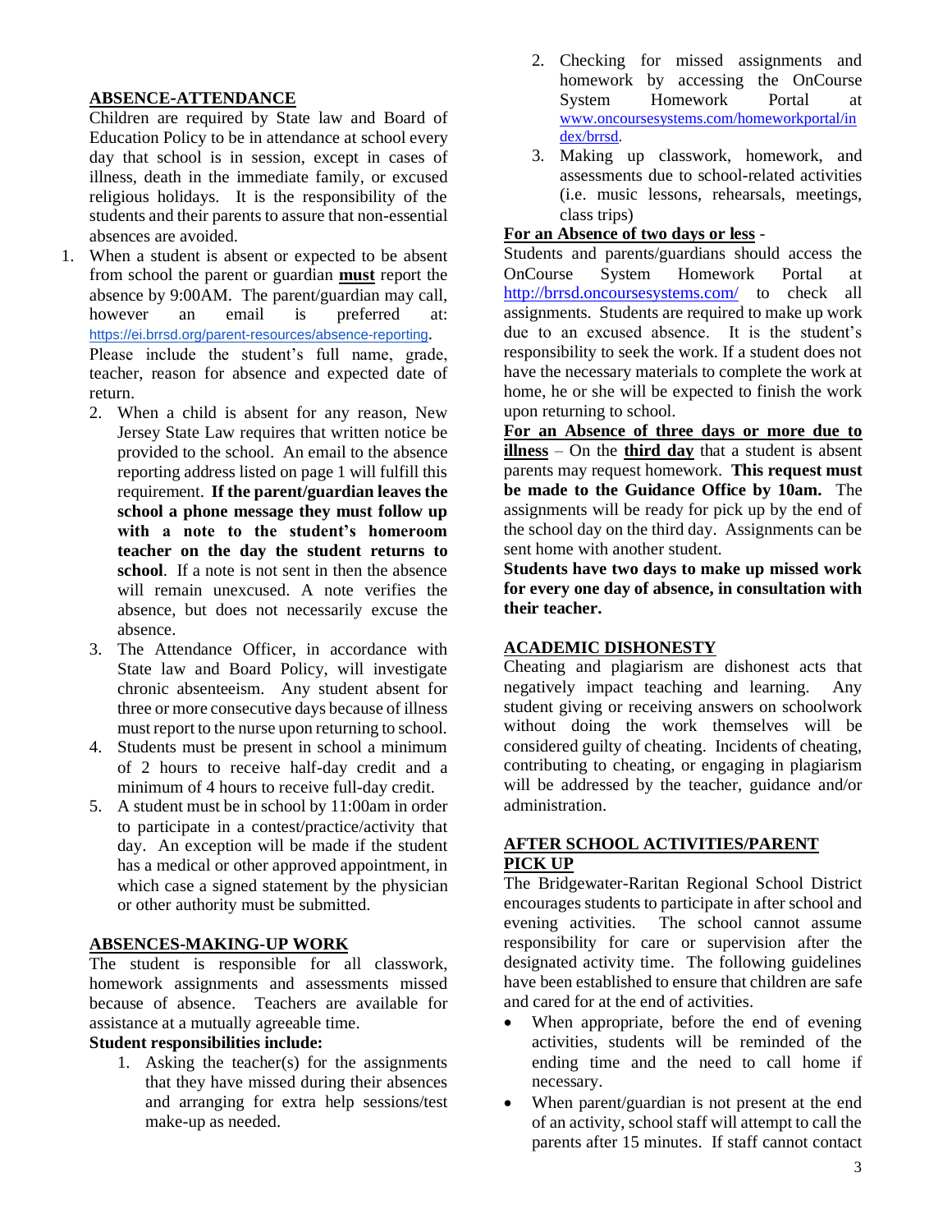## ABSENCE-ATTENDANCE

Children are required by State law and Board of Education Policy to be in attendance at school every day that school is in session, except in cases of illness, death in the immediate family, or excused religious holidays. It is the responsibility of the students and their parents to assure that non-essential absences are avoided.

1. When a student is absent or expected to be absent from school the parent or guardian **must** report the absence by 9:00AM. The parent/guardian may call, however an email is preferred at: https://ei.brrsd.org/parent-resources/absence-reporting. Please include the student's full name, grade, teacher, reason for absence and expected date of return.
2. When a child is absent for any reason, New Jersey State Law requires that written notice be provided to the school. An email to the absence reporting address listed on page 1 will fulfill this requirement. **If the parent/guardian leaves the school a phone message they must follow up with a note to the student's homeroom teacher on the day the student returns to school**. If a note is not sent in then the absence will remain unexcused. A note verifies the absence, but does not necessarily excuse the absence.
3. The Attendance Officer, in accordance with State law and Board Policy, will investigate chronic absenteeism. Any student absent for three or more consecutive days because of illness must report to the nurse upon returning to school.
4. Students must be present in school a minimum of 2 hours to receive half-day credit and a minimum of 4 hours to receive full-day credit.
5. A student must be in school by 11:00am in order to participate in a contest/practice/activity that day. An exception will be made if the student has a medical or other approved appointment, in which case a signed statement by the physician or other authority must be submitted.

## ABSENCES-MAKING-UP WORK

The student is responsible for all classwork, homework assignments and assessments missed because of absence. Teachers are available for assistance at a mutually agreeable time.

**Student responsibilities include:**

1. Asking the teacher(s) for the assignments that they have missed during their absences and arranging for extra help sessions/test make-up as needed.
2. Checking for missed assignments and homework by accessing the OnCourse System Homework Portal at www.oncoursesystems.com/homeworkportal/index/brrsd.
3. Making up classwork, homework, and assessments due to school-related activities (i.e. music lessons, rehearsals, meetings, class trips)

**For an Absence of two days or less** - Students and parents/guardians should access the OnCourse System Homework Portal at http://brrsd.oncoursesystems.com/ to check all assignments. Students are required to make up work due to an excused absence. It is the student's responsibility to seek the work. If a student does not have the necessary materials to complete the work at home, he or she will be expected to finish the work upon returning to school.

**For an Absence of three days or more due to illness** – On the **third day** that a student is absent parents may request homework. **This request must be made to the Guidance Office by 10am.** The assignments will be ready for pick up by the end of the school day on the third day. Assignments can be sent home with another student.

**Students have two days to make up missed work for every one day of absence, in consultation with their teacher.**

## ACADEMIC DISHONESTY

Cheating and plagiarism are dishonest acts that negatively impact teaching and learning. Any student giving or receiving answers on schoolwork without doing the work themselves will be considered guilty of cheating. Incidents of cheating, contributing to cheating, or engaging in plagiarism will be addressed by the teacher, guidance and/or administration.

## AFTER SCHOOL ACTIVITIES/PARENT PICK UP

The Bridgewater-Raritan Regional School District encourages students to participate in after school and evening activities. The school cannot assume responsibility for care or supervision after the designated activity time. The following guidelines have been established to ensure that children are safe and cared for at the end of activities.

- When appropriate, before the end of evening activities, students will be reminded of the ending time and the need to call home if necessary.
- When parent/guardian is not present at the end of an activity, school staff will attempt to call the parents after 15 minutes. If staff cannot contact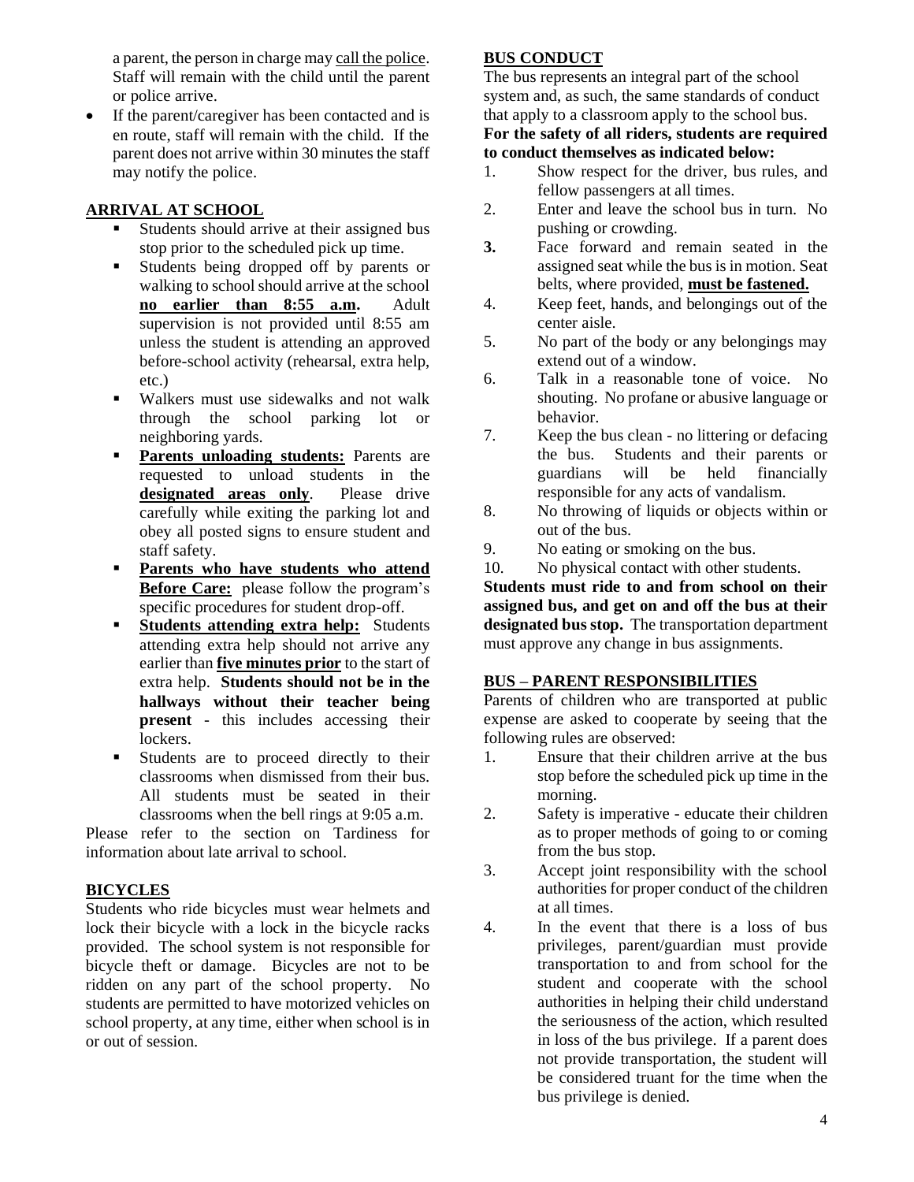a parent, the person in charge may call the police. Staff will remain with the child until the parent or police arrive.

- If the parent/caregiver has been contacted and is en route, staff will remain with the child. If the parent does not arrive within 30 minutes the staff may notify the police.

## ARRIVAL AT SCHOOL

- Students should arrive at their assigned bus stop prior to the scheduled pick up time.
- Students being dropped off by parents or walking to school should arrive at the school **no earlier than 8:55 a.m.** Adult supervision is not provided until 8:55 am unless the student is attending an approved before-school activity (rehearsal, extra help, etc.)
- Walkers must use sidewalks and not walk through the school parking lot or neighboring yards.
- **Parents unloading students:** Parents are requested to unload students in the **designated areas only**. Please drive carefully while exiting the parking lot and obey all posted signs to ensure student and staff safety.
- **Parents who have students who attend Before Care:** please follow the program's specific procedures for student drop-off.
- **Students attending extra help:** Students attending extra help should not arrive any earlier than **five minutes prior** to the start of extra help. **Students should not be in the hallways without their teacher being present** - this includes accessing their lockers.
- Students are to proceed directly to their classrooms when dismissed from their bus. All students must be seated in their classrooms when the bell rings at 9:05 a.m.

Please refer to the section on Tardiness for information about late arrival to school.

## BICYCLES

Students who ride bicycles must wear helmets and lock their bicycle with a lock in the bicycle racks provided. The school system is not responsible for bicycle theft or damage. Bicycles are not to be ridden on any part of the school property. No students are permitted to have motorized vehicles on school property, at any time, either when school is in or out of session.

## BUS CONDUCT

The bus represents an integral part of the school system and, as such, the same standards of conduct that apply to a classroom apply to the school bus.

**For the safety of all riders, students are required to conduct themselves as indicated below:**

1. Show respect for the driver, bus rules, and fellow passengers at all times.
2. Enter and leave the school bus in turn. No pushing or crowding.
3. Face forward and remain seated in the assigned seat while the bus is in motion. Seat belts, where provided, **must be fastened.**
4. Keep feet, hands, and belongings out of the center aisle.
5. No part of the body or any belongings may extend out of a window.
6. Talk in a reasonable tone of voice. No shouting. No profane or abusive language or behavior.
7. Keep the bus clean - no littering or defacing the bus. Students and their parents or guardians will be held financially responsible for any acts of vandalism.
8. No throwing of liquids or objects within or out of the bus.
9. No eating or smoking on the bus.
10. No physical contact with other students.

**Students must ride to and from school on their assigned bus, and get on and off the bus at their designated bus stop.** The transportation department must approve any change in bus assignments.

## BUS – PARENT RESPONSIBILITIES

Parents of children who are transported at public expense are asked to cooperate by seeing that the following rules are observed:

1. Ensure that their children arrive at the bus stop before the scheduled pick up time in the morning.
2. Safety is imperative - educate their children as to proper methods of going to or coming from the bus stop.
3. Accept joint responsibility with the school authorities for proper conduct of the children at all times.
4. In the event that there is a loss of bus privileges, parent/guardian must provide transportation to and from school for the student and cooperate with the school authorities in helping their child understand the seriousness of the action, which resulted in loss of the bus privilege. If a parent does not provide transportation, the student will be considered truant for the time when the bus privilege is denied.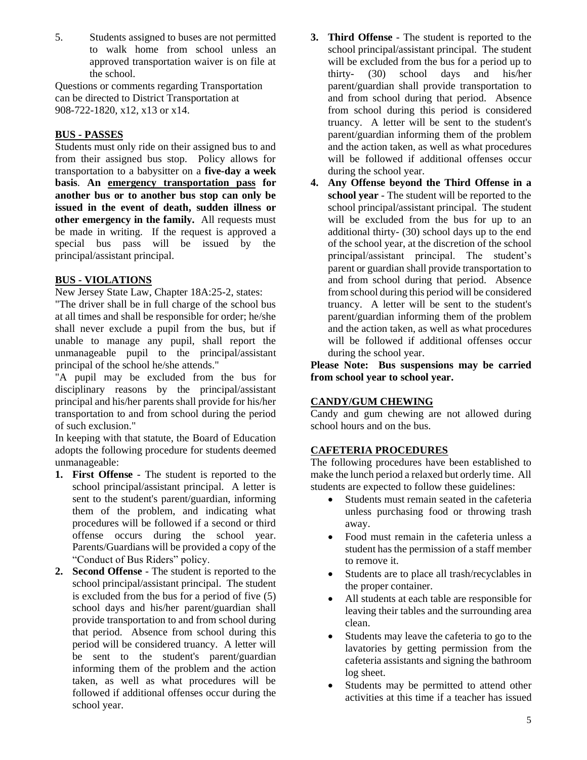5. Students assigned to buses are not permitted to walk home from school unless an approved transportation waiver is on file at the school.

Questions or comments regarding Transportation can be directed to District Transportation at 908-722-1820, x12, x13 or x14.

## BUS - PASSES

Students must only ride on their assigned bus to and from their assigned bus stop. Policy allows for transportation to a babysitter on a **five-day a week basis**. **An emergency transportation pass for another bus or to another bus stop can only be issued in the event of death, sudden illness or other emergency in the family.** All requests must be made in writing. If the request is approved a special bus pass will be issued by the principal/assistant principal.

## BUS - VIOLATIONS

New Jersey State Law, Chapter 18A:25-2, states:

"The driver shall be in full charge of the school bus at all times and shall be responsible for order; he/she shall never exclude a pupil from the bus, but if unable to manage any pupil, shall report the unmanageable pupil to the principal/assistant principal of the school he/she attends."

"A pupil may be excluded from the bus for disciplinary reasons by the principal/assistant principal and his/her parents shall provide for his/her transportation to and from school during the period of such exclusion."

In keeping with that statute, the Board of Education adopts the following procedure for students deemed unmanageable:

1. **First Offense** - The student is reported to the school principal/assistant principal. A letter is sent to the student's parent/guardian, informing them of the problem, and indicating what procedures will be followed if a second or third offense occurs during the school year. Parents/Guardians will be provided a copy of the "Conduct of Bus Riders" policy.
2. **Second Offense** - The student is reported to the school principal/assistant principal. The student is excluded from the bus for a period of five (5) school days and his/her parent/guardian shall provide transportation to and from school during that period. Absence from school during this period will be considered truancy. A letter will be sent to the student's parent/guardian informing them of the problem and the action taken, as well as what procedures will be followed if additional offenses occur during the school year.
3. **Third Offense** - The student is reported to the school principal/assistant principal. The student will be excluded from the bus for a period up to thirty- (30) school days and his/her parent/guardian shall provide transportation to and from school during that period. Absence from school during this period is considered truancy. A letter will be sent to the student's parent/guardian informing them of the problem and the action taken, as well as what procedures will be followed if additional offenses occur during the school year.
4. **Any Offense beyond the Third Offense in a school year** - The student will be reported to the school principal/assistant principal. The student will be excluded from the bus for up to an additional thirty- (30) school days up to the end of the school year, at the discretion of the school principal/assistant principal. The student's parent or guardian shall provide transportation to and from school during that period. Absence from school during this period will be considered truancy. A letter will be sent to the student's parent/guardian informing them of the problem and the action taken, as well as what procedures will be followed if additional offenses occur during the school year.

**Please Note: Bus suspensions may be carried from school year to school year.**

## CANDY/GUM CHEWING

Candy and gum chewing are not allowed during school hours and on the bus.

## CAFETERIA PROCEDURES

The following procedures have been established to make the lunch period a relaxed but orderly time. All students are expected to follow these guidelines:

- Students must remain seated in the cafeteria unless purchasing food or throwing trash away.
- Food must remain in the cafeteria unless a student has the permission of a staff member to remove it.
- Students are to place all trash/recyclables in the proper container.
- All students at each table are responsible for leaving their tables and the surrounding area clean.
- Students may leave the cafeteria to go to the lavatories by getting permission from the cafeteria assistants and signing the bathroom log sheet.
- Students may be permitted to attend other activities at this time if a teacher has issued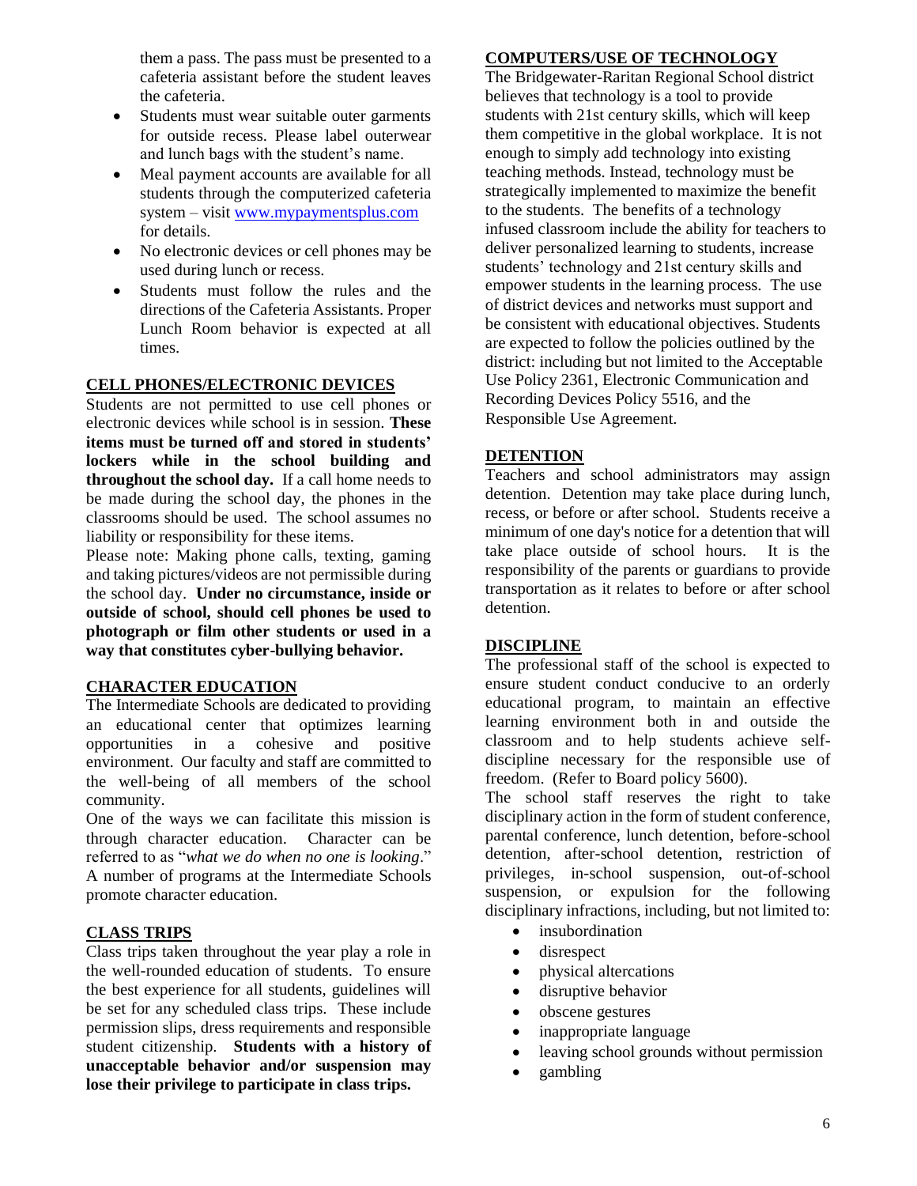them a pass. The pass must be presented to a cafeteria assistant before the student leaves the cafeteria.

- Students must wear suitable outer garments for outside recess. Please label outerwear and lunch bags with the student's name.
- Meal payment accounts are available for all students through the computerized cafeteria system – visit [www.mypaymentsplus.com](http://www.mypaymentsplus.com) for details.
- No electronic devices or cell phones may be used during lunch or recess.
- Students must follow the rules and the directions of the Cafeteria Assistants. Proper Lunch Room behavior is expected at all times.

## CELL PHONES/ELECTRONIC DEVICES

Students are not permitted to use cell phones or electronic devices while school is in session. **These items must be turned off and stored in students' lockers while in the school building and throughout the school day.** If a call home needs to be made during the school day, the phones in the classrooms should be used. The school assumes no liability or responsibility for these items.

Please note: Making phone calls, texting, gaming and taking pictures/videos are not permissible during the school day. **Under no circumstance, inside or outside of school, should cell phones be used to photograph or film other students or used in a way that constitutes cyber-bullying behavior.**

## CHARACTER EDUCATION

The Intermediate Schools are dedicated to providing an educational center that optimizes learning opportunities in a cohesive and positive environment. Our faculty and staff are committed to the well-being of all members of the school community.

One of the ways we can facilitate this mission is through character education. Character can be referred to as "*what we do when no one is looking*." A number of programs at the Intermediate Schools promote character education.

## CLASS TRIPS

Class trips taken throughout the year play a role in the well-rounded education of students. To ensure the best experience for all students, guidelines will be set for any scheduled class trips. These include permission slips, dress requirements and responsible student citizenship. **Students with a history of unacceptable behavior and/or suspension may lose their privilege to participate in class trips.**

## COMPUTERS/USE OF TECHNOLOGY

The Bridgewater-Raritan Regional School district believes that technology is a tool to provide students with 21st century skills, which will keep them competitive in the global workplace. It is not enough to simply add technology into existing teaching methods. Instead, technology must be strategically implemented to maximize the benefit to the students. The benefits of a technology infused classroom include the ability for teachers to deliver personalized learning to students, increase students' technology and 21st century skills and empower students in the learning process. The use of district devices and networks must support and be consistent with educational objectives. Students are expected to follow the policies outlined by the district: including but not limited to the Acceptable Use Policy 2361, Electronic Communication and Recording Devices Policy 5516, and the Responsible Use Agreement.

## DETENTION

Teachers and school administrators may assign detention. Detention may take place during lunch, recess, or before or after school. Students receive a minimum of one day's notice for a detention that will take place outside of school hours. It is the responsibility of the parents or guardians to provide transportation as it relates to before or after school detention.

## DISCIPLINE

The professional staff of the school is expected to ensure student conduct conducive to an orderly educational program, to maintain an effective learning environment both in and outside the classroom and to help students achieve self-discipline necessary for the responsible use of freedom. (Refer to Board policy 5600).

The school staff reserves the right to take disciplinary action in the form of student conference, parental conference, lunch detention, before-school detention, after-school detention, restriction of privileges, in-school suspension, out-of-school suspension, or expulsion for the following disciplinary infractions, including, but not limited to:

- insubordination
- disrespect
- physical altercations
- disruptive behavior
- obscene gestures
- inappropriate language
- leaving school grounds without permission
- gambling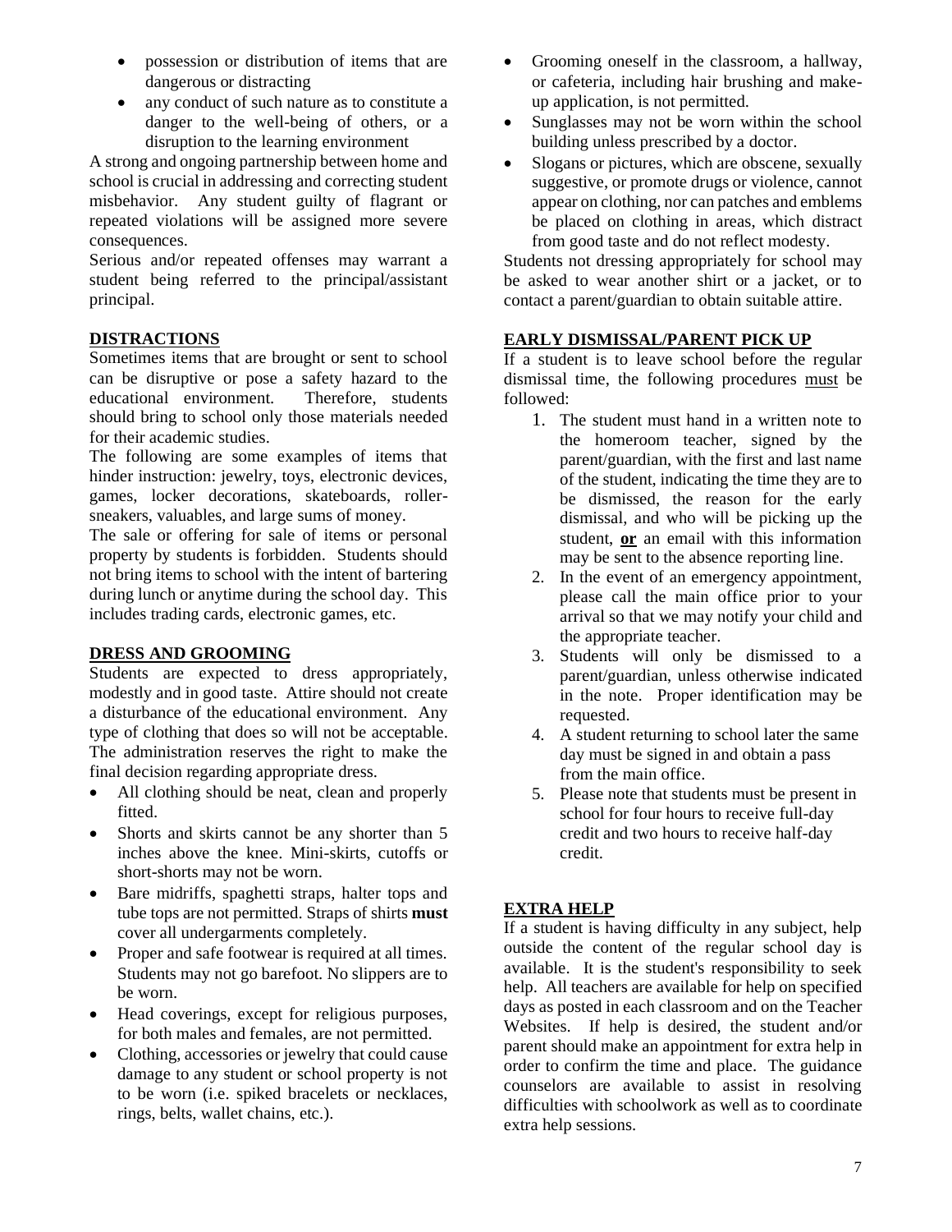- possession or distribution of items that are dangerous or distracting
- any conduct of such nature as to constitute a danger to the well-being of others, or a disruption to the learning environment

A strong and ongoing partnership between home and school is crucial in addressing and correcting student misbehavior. Any student guilty of flagrant or repeated violations will be assigned more severe consequences.

Serious and/or repeated offenses may warrant a student being referred to the principal/assistant principal.

## DISTRACTIONS

Sometimes items that are brought or sent to school can be disruptive or pose a safety hazard to the educational environment. Therefore, students should bring to school only those materials needed for their academic studies.

The following are some examples of items that hinder instruction: jewelry, toys, electronic devices, games, locker decorations, skateboards, roller-sneakers, valuables, and large sums of money.

The sale or offering for sale of items or personal property by students is forbidden. Students should not bring items to school with the intent of bartering during lunch or anytime during the school day. This includes trading cards, electronic games, etc.

## DRESS AND GROOMING

Students are expected to dress appropriately, modestly and in good taste. Attire should not create a disturbance of the educational environment. Any type of clothing that does so will not be acceptable. The administration reserves the right to make the final decision regarding appropriate dress.

- All clothing should be neat, clean and properly fitted.
- Shorts and skirts cannot be any shorter than 5 inches above the knee. Mini-skirts, cutoffs or short-shorts may not be worn.
- Bare midriffs, spaghetti straps, halter tops and tube tops are not permitted. Straps of shirts **must** cover all undergarments completely.
- Proper and safe footwear is required at all times. Students may not go barefoot. No slippers are to be worn.
- Head coverings, except for religious purposes, for both males and females, are not permitted.
- Clothing, accessories or jewelry that could cause damage to any student or school property is not to be worn (i.e. spiked bracelets or necklaces, rings, belts, wallet chains, etc.).
- Grooming oneself in the classroom, a hallway, or cafeteria, including hair brushing and make-up application, is not permitted.
- Sunglasses may not be worn within the school building unless prescribed by a doctor.
- Slogans or pictures, which are obscene, sexually suggestive, or promote drugs or violence, cannot appear on clothing, nor can patches and emblems be placed on clothing in areas, which distract from good taste and do not reflect modesty.

Students not dressing appropriately for school may be asked to wear another shirt or a jacket, or to contact a parent/guardian to obtain suitable attire.

## EARLY DISMISSAL/PARENT PICK UP

If a student is to leave school before the regular dismissal time, the following procedures must be followed:

1. The student must hand in a written note to the homeroom teacher, signed by the parent/guardian, with the first and last name of the student, indicating the time they are to be dismissed, the reason for the early dismissal, and who will be picking up the student, **or** an email with this information may be sent to the absence reporting line.
2. In the event of an emergency appointment, please call the main office prior to your arrival so that we may notify your child and the appropriate teacher.
3. Students will only be dismissed to a parent/guardian, unless otherwise indicated in the note. Proper identification may be requested.
4. A student returning to school later the same day must be signed in and obtain a pass from the main office.
5. Please note that students must be present in school for four hours to receive full-day credit and two hours to receive half-day credit.

## EXTRA HELP

If a student is having difficulty in any subject, help outside the content of the regular school day is available. It is the student's responsibility to seek help. All teachers are available for help on specified days as posted in each classroom and on the Teacher Websites. If help is desired, the student and/or parent should make an appointment for extra help in order to confirm the time and place. The guidance counselors are available to assist in resolving difficulties with schoolwork as well as to coordinate extra help sessions.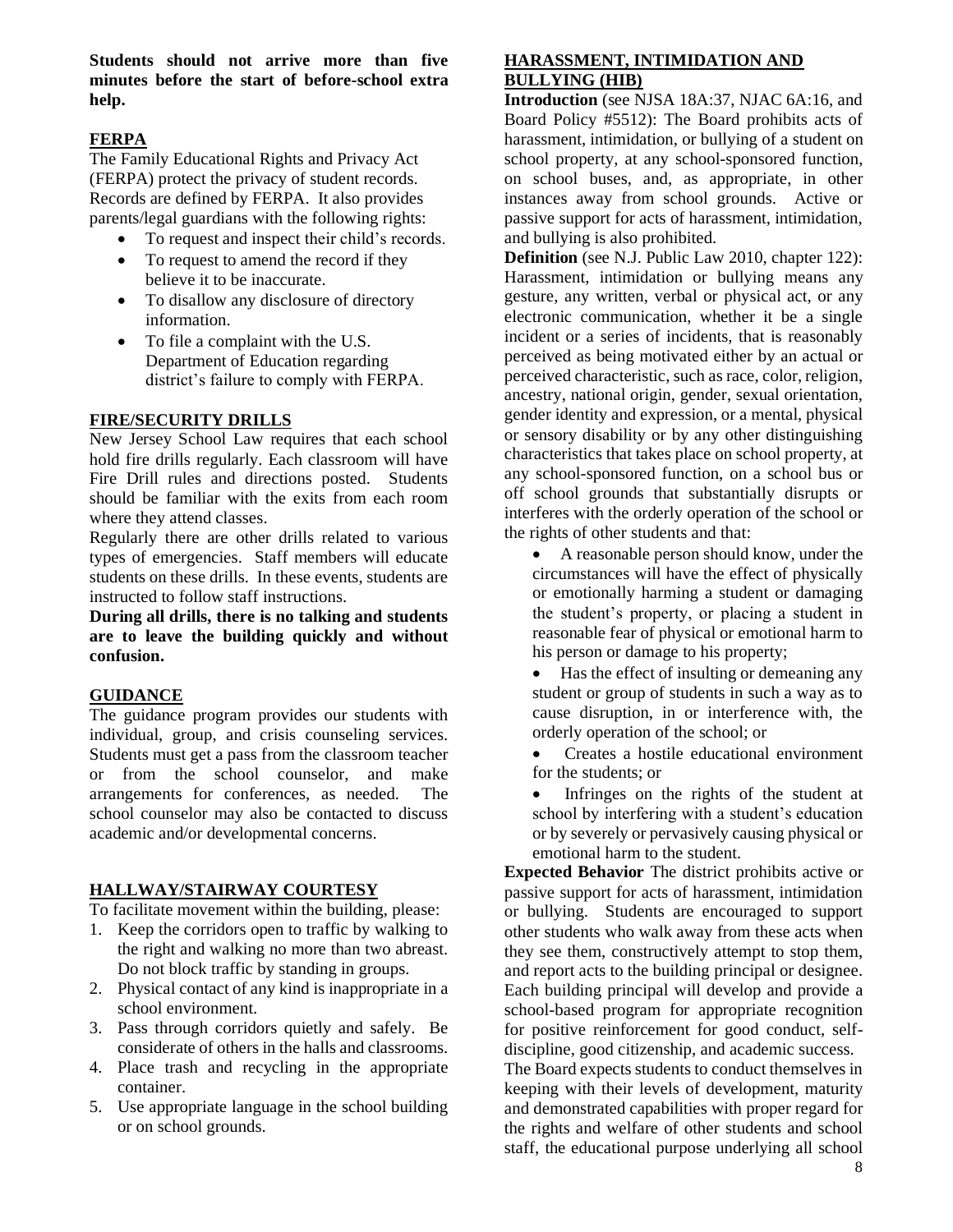**Students should not arrive more than five minutes before the start of before-school extra help.**

## FERPA

The Family Educational Rights and Privacy Act (FERPA) protect the privacy of student records. Records are defined by FERPA. It also provides parents/legal guardians with the following rights:

- To request and inspect their child's records.
- To request to amend the record if they believe it to be inaccurate.
- To disallow any disclosure of directory information.
- To file a complaint with the U.S. Department of Education regarding district's failure to comply with FERPA.

## FIRE/SECURITY DRILLS

New Jersey School Law requires that each school hold fire drills regularly. Each classroom will have Fire Drill rules and directions posted. Students should be familiar with the exits from each room where they attend classes.

Regularly there are other drills related to various types of emergencies. Staff members will educate students on these drills. In these events, students are instructed to follow staff instructions.

**During all drills, there is no talking and students are to leave the building quickly and without confusion.**

## GUIDANCE

The guidance program provides our students with individual, group, and crisis counseling services. Students must get a pass from the classroom teacher or from the school counselor, and make arrangements for conferences, as needed. The school counselor may also be contacted to discuss academic and/or developmental concerns.

## HALLWAY/STAIRWAY COURTESY

To facilitate movement within the building, please:

1. Keep the corridors open to traffic by walking to the right and walking no more than two abreast. Do not block traffic by standing in groups.
2. Physical contact of any kind is inappropriate in a school environment.
3. Pass through corridors quietly and safely. Be considerate of others in the halls and classrooms.
4. Place trash and recycling in the appropriate container.
5. Use appropriate language in the school building or on school grounds.

## HARASSMENT, INTIMIDATION AND BULLYING (HIB)

**Introduction** (see NJSA 18A:37, NJAC 6A:16, and Board Policy #5512): The Board prohibits acts of harassment, intimidation, or bullying of a student on school property, at any school-sponsored function, on school buses, and, as appropriate, in other instances away from school grounds. Active or passive support for acts of harassment, intimidation, and bullying is also prohibited.

**Definition** (see N.J. Public Law 2010, chapter 122): Harassment, intimidation or bullying means any gesture, any written, verbal or physical act, or any electronic communication, whether it be a single incident or a series of incidents, that is reasonably perceived as being motivated either by an actual or perceived characteristic, such as race, color, religion, ancestry, national origin, gender, sexual orientation, gender identity and expression, or a mental, physical or sensory disability or by any other distinguishing characteristics that takes place on school property, at any school-sponsored function, on a school bus or off school grounds that substantially disrupts or interferes with the orderly operation of the school or the rights of other students and that:

- A reasonable person should know, under the circumstances will have the effect of physically or emotionally harming a student or damaging the student's property, or placing a student in reasonable fear of physical or emotional harm to his person or damage to his property;
- Has the effect of insulting or demeaning any student or group of students in such a way as to cause disruption, in or interference with, the orderly operation of the school; or
- Creates a hostile educational environment for the students; or
- Infringes on the rights of the student at school by interfering with a student's education or by severely or pervasively causing physical or emotional harm to the student.

**Expected Behavior** The district prohibits active or passive support for acts of harassment, intimidation or bullying. Students are encouraged to support other students who walk away from these acts when they see them, constructively attempt to stop them, and report acts to the building principal or designee. Each building principal will develop and provide a school-based program for appropriate recognition for positive reinforcement for good conduct, self-discipline, good citizenship, and academic success.

The Board expects students to conduct themselves in keeping with their levels of development, maturity and demonstrated capabilities with proper regard for the rights and welfare of other students and school staff, the educational purpose underlying all school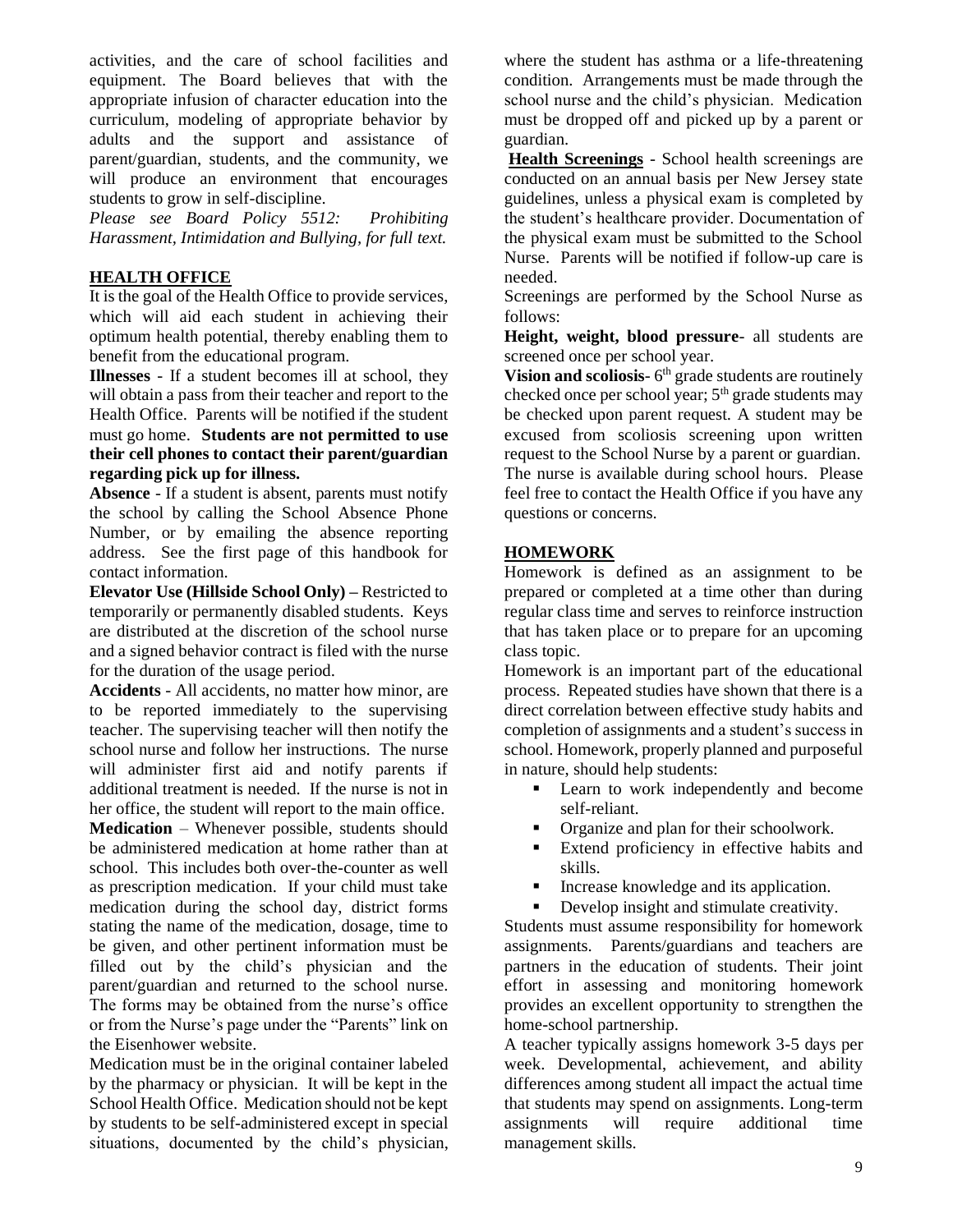activities, and the care of school facilities and equipment. The Board believes that with the appropriate infusion of character education into the curriculum, modeling of appropriate behavior by adults and the support and assistance of parent/guardian, students, and the community, we will produce an environment that encourages students to grow in self-discipline.

*Please see Board Policy 5512: Prohibiting Harassment, Intimidation and Bullying, for full text.*

## HEALTH OFFICE

It is the goal of the Health Office to provide services, which will aid each student in achieving their optimum health potential, thereby enabling them to benefit from the educational program.

**Illnesses** - If a student becomes ill at school, they will obtain a pass from their teacher and report to the Health Office. Parents will be notified if the student must go home. **Students are not permitted to use their cell phones to contact their parent/guardian regarding pick up for illness.**

**Absence** - If a student is absent, parents must notify the school by calling the School Absence Phone Number, or by emailing the absence reporting address. See the first page of this handbook for contact information.

**Elevator Use (Hillside School Only) –** Restricted to temporarily or permanently disabled students. Keys are distributed at the discretion of the school nurse and a signed behavior contract is filed with the nurse for the duration of the usage period.

**Accidents** - All accidents, no matter how minor, are to be reported immediately to the supervising teacher. The supervising teacher will then notify the school nurse and follow her instructions. The nurse will administer first aid and notify parents if additional treatment is needed. If the nurse is not in her office, the student will report to the main office.

**Medication** – Whenever possible, students should be administered medication at home rather than at school. This includes both over-the-counter as well as prescription medication. If your child must take medication during the school day, district forms stating the name of the medication, dosage, time to be given, and other pertinent information must be filled out by the child's physician and the parent/guardian and returned to the school nurse. The forms may be obtained from the nurse's office or from the Nurse's page under the "Parents" link on the Eisenhower website.

Medication must be in the original container labeled by the pharmacy or physician. It will be kept in the School Health Office. Medication should not be kept by students to be self-administered except in special situations, documented by the child's physician, where the student has asthma or a life-threatening condition. Arrangements must be made through the school nurse and the child's physician. Medication must be dropped off and picked up by a parent or guardian.

**Health Screenings** - School health screenings are conducted on an annual basis per New Jersey state guidelines, unless a physical exam is completed by the student's healthcare provider. Documentation of the physical exam must be submitted to the School Nurse. Parents will be notified if follow-up care is needed.

Screenings are performed by the School Nurse as follows:

**Height, weight, blood pressure**- all students are screened once per school year.

**Vision and scoliosis**- 6th grade students are routinely checked once per school year; 5th grade students may be checked upon parent request. A student may be excused from scoliosis screening upon written request to the School Nurse by a parent or guardian. The nurse is available during school hours. Please feel free to contact the Health Office if you have any questions or concerns.

## HOMEWORK

Homework is defined as an assignment to be prepared or completed at a time other than during regular class time and serves to reinforce instruction that has taken place or to prepare for an upcoming class topic.

Homework is an important part of the educational process. Repeated studies have shown that there is a direct correlation between effective study habits and completion of assignments and a student's success in school. Homework, properly planned and purposeful in nature, should help students:

- Learn to work independently and become self-reliant.
- Organize and plan for their schoolwork.
- Extend proficiency in effective habits and skills.
- Increase knowledge and its application.
- Develop insight and stimulate creativity.

Students must assume responsibility for homework assignments. Parents/guardians and teachers are partners in the education of students. Their joint effort in assessing and monitoring homework provides an excellent opportunity to strengthen the home-school partnership.

A teacher typically assigns homework 3-5 days per week. Developmental, achievement, and ability differences among student all impact the actual time that students may spend on assignments. Long-term assignments will require additional time management skills.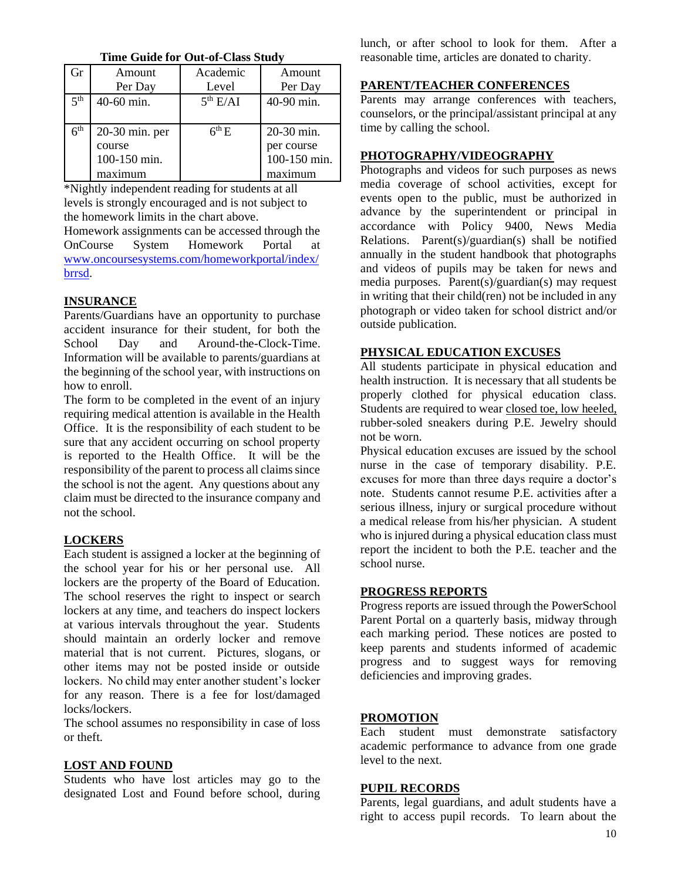**Time Guide for Out-of-Class Study**

| Gr | Amount Per Day | Academic Level | Amount Per Day |
|---|---|---|---|
| 5th | 40-60 min. | 5th E/AI | 40-90 min. |
| 6th | 20-30 min. per course 100-150 min. maximum | 6th E | 20-30 min. per course 100-150 min. maximum |

*Nightly independent reading for students at all levels is strongly encouraged and is not subject to the homework limits in the chart above.

Homework assignments can be accessed through the OnCourse System Homework Portal at www.oncoursesystems.com/homeworkportal/index/brrsd.

## INSURANCE

Parents/Guardians have an opportunity to purchase accident insurance for their student, for both the School Day and Around-the-Clock-Time. Information will be available to parents/guardians at the beginning of the school year, with instructions on how to enroll.

The form to be completed in the event of an injury requiring medical attention is available in the Health Office. It is the responsibility of each student to be sure that any accident occurring on school property is reported to the Health Office. It will be the responsibility of the parent to process all claims since the school is not the agent. Any questions about any claim must be directed to the insurance company and not the school.

## LOCKERS

Each student is assigned a locker at the beginning of the school year for his or her personal use. All lockers are the property of the Board of Education. The school reserves the right to inspect or search lockers at any time, and teachers do inspect lockers at various intervals throughout the year. Students should maintain an orderly locker and remove material that is not current. Pictures, slogans, or other items may not be posted inside or outside lockers. No child may enter another student's locker for any reason. There is a fee for lost/damaged locks/lockers.

The school assumes no responsibility in case of loss or theft.

## LOST AND FOUND

Students who have lost articles may go to the designated Lost and Found before school, during lunch, or after school to look for them. After a reasonable time, articles are donated to charity.

## PARENT/TEACHER CONFERENCES

Parents may arrange conferences with teachers, counselors, or the principal/assistant principal at any time by calling the school.

## PHOTOGRAPHY/VIDEOGRAPHY

Photographs and videos for such purposes as news media coverage of school activities, except for events open to the public, must be authorized in advance by the superintendent or principal in accordance with Policy 9400, News Media Relations. Parent(s)/guardian(s) shall be notified annually in the student handbook that photographs and videos of pupils may be taken for news and media purposes. Parent(s)/guardian(s) may request in writing that their child(ren) not be included in any photograph or video taken for school district and/or outside publication.

## PHYSICAL EDUCATION EXCUSES

All students participate in physical education and health instruction. It is necessary that all students be properly clothed for physical education class. Students are required to wear closed toe, low heeled, rubber-soled sneakers during P.E. Jewelry should not be worn.

Physical education excuses are issued by the school nurse in the case of temporary disability. P.E. excuses for more than three days require a doctor's note. Students cannot resume P.E. activities after a serious illness, injury or surgical procedure without a medical release from his/her physician. A student who is injured during a physical education class must report the incident to both the P.E. teacher and the school nurse.

## PROGRESS REPORTS

Progress reports are issued through the PowerSchool Parent Portal on a quarterly basis, midway through each marking period. These notices are posted to keep parents and students informed of academic progress and to suggest ways for removing deficiencies and improving grades.

## PROMOTION

Each student must demonstrate satisfactory academic performance to advance from one grade level to the next.

## PUPIL RECORDS

Parents, legal guardians, and adult students have a right to access pupil records. To learn about the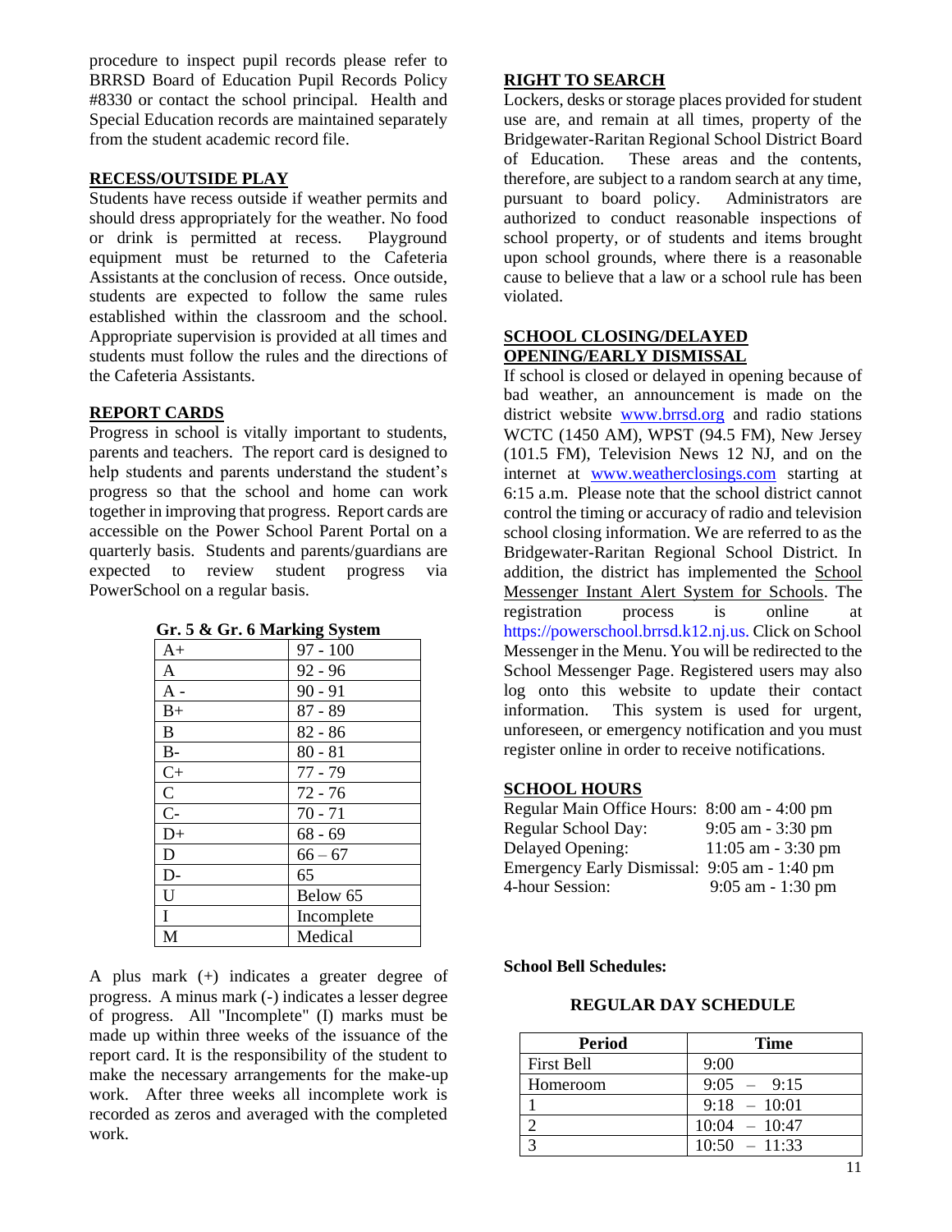procedure to inspect pupil records please refer to BRRSD Board of Education Pupil Records Policy #8330 or contact the school principal. Health and Special Education records are maintained separately from the student academic record file.

## RECESS/OUTSIDE PLAY

Students have recess outside if weather permits and should dress appropriately for the weather. No food or drink is permitted at recess. Playground equipment must be returned to the Cafeteria Assistants at the conclusion of recess. Once outside, students are expected to follow the same rules established within the classroom and the school. Appropriate supervision is provided at all times and students must follow the rules and the directions of the Cafeteria Assistants.

## REPORT CARDS

Progress in school is vitally important to students, parents and teachers. The report card is designed to help students and parents understand the student's progress so that the school and home can work together in improving that progress. Report cards are accessible on the Power School Parent Portal on a quarterly basis. Students and parents/guardians are expected to review student progress via PowerSchool on a regular basis.

**Gr. 5 & Gr. 6 Marking System**

| | |
|---|---|
| A+ | 97 - 100 |
| A | 92 - 96 |
| A - | 90 - 91 |
| B+ | 87 - 89 |
| B | 82 - 86 |
| B- | 80 - 81 |
| C+ | 77 - 79 |
| C | 72 - 76 |
| C- | 70 - 71 |
| D+ | 68 - 69 |
| D | 66 – 67 |
| D- | 65 |
| U | Below 65 |
| I | Incomplete |
| M | Medical |

A plus mark (+) indicates a greater degree of progress. A minus mark (-) indicates a lesser degree of progress. All "Incomplete" (I) marks must be made up within three weeks of the issuance of the report card. It is the responsibility of the student to make the necessary arrangements for the make-up work. After three weeks all incomplete work is recorded as zeros and averaged with the completed work.

## RIGHT TO SEARCH

Lockers, desks or storage places provided for student use are, and remain at all times, property of the Bridgewater-Raritan Regional School District Board of Education. These areas and the contents, therefore, are subject to a random search at any time, pursuant to board policy. Administrators are authorized to conduct reasonable inspections of school property, or of students and items brought upon school grounds, where there is a reasonable cause to believe that a law or a school rule has been violated.

## SCHOOL CLOSING/DELAYED OPENING/EARLY DISMISSAL

If school is closed or delayed in opening because of bad weather, an announcement is made on the district website www.brrsd.org and radio stations WCTC (1450 AM), WPST (94.5 FM), New Jersey (101.5 FM), Television News 12 NJ, and on the internet at www.weatherclosings.com starting at 6:15 a.m. Please note that the school district cannot control the timing or accuracy of radio and television school closing information. We are referred to as the Bridgewater-Raritan Regional School District. In addition, the district has implemented the School Messenger Instant Alert System for Schools. The registration process is online at https://powerschool.brrsd.k12.nj.us. Click on School Messenger in the Menu. You will be redirected to the School Messenger Page. Registered users may also log onto this website to update their contact information. This system is used for urgent, unforeseen, or emergency notification and you must register online in order to receive notifications.

## SCHOOL HOURS

| | |
|---|---|
| Regular Main Office Hours: | 8:00 am - 4:00 pm |
| Regular School Day: | 9:05 am - 3:30 pm |
| Delayed Opening: | 11:05 am - 3:30 pm |
| Emergency Early Dismissal: | 9:05 am - 1:40 pm |
| 4-hour Session: | 9:05 am - 1:30 pm |

**School Bell Schedules:**

**REGULAR DAY SCHEDULE**

| Period | Time |
|---|---|
| First Bell | 9:00 |
| Homeroom | 9:05 – 9:15 |
| 1 | 9:18 – 10:01 |
| 2 | 10:04 – 10:47 |
| 3 | 10:50 – 11:33 |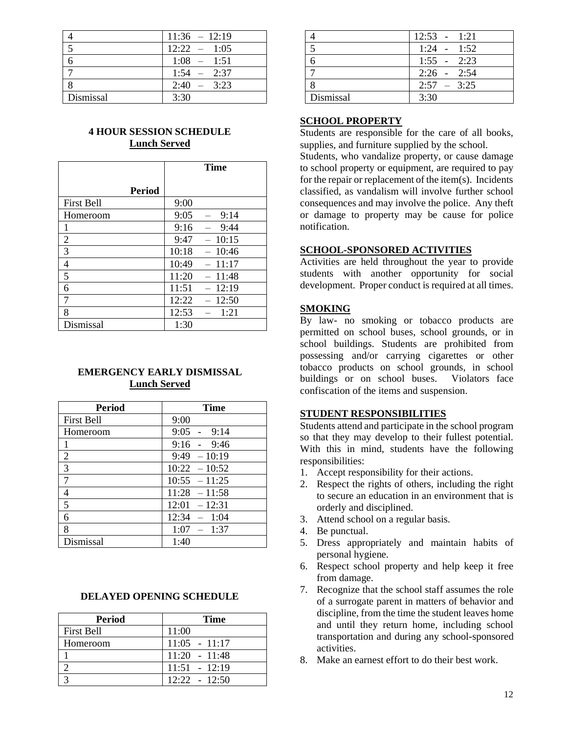| | |
|---|---|
| 4 | 11:36 – 12:19 |
| 5 | 12:22 – 1:05 |
| 6 | 1:08 – 1:51 |
| 7 | 1:54 – 2:37 |
| 8 | 2:40 – 3:23 |
| Dismissal | 3:30 |

**4 HOUR SESSION SCHEDULE**
**Lunch Served**

| Period | Time |
|---|---|
| First Bell | 9:00 |
| Homeroom | 9:05 – 9:14 |
| 1 | 9:16 – 9:44 |
| 2 | 9:47 – 10:15 |
| 3 | 10:18 – 10:46 |
| 4 | 10:49 – 11:17 |
| 5 | 11:20 – 11:48 |
| 6 | 11:51 – 12:19 |
| 7 | 12:22 – 12:50 |
| 8 | 12:53 – 1:21 |
| Dismissal | 1:30 |

**EMERGENCY EARLY DISMISSAL**
**Lunch Served**

| Period | Time |
|---|---|
| First Bell | 9:00 |
| Homeroom | 9:05 - 9:14 |
| 1 | 9:16 - 9:46 |
| 2 | 9:49 – 10:19 |
| 3 | 10:22 – 10:52 |
| 7 | 10:55 – 11:25 |
| 4 | 11:28 – 11:58 |
| 5 | 12:01 – 12:31 |
| 6 | 12:34 – 1:04 |
| 8 | 1:07 – 1:37 |
| Dismissal | 1:40 |

**DELAYED OPENING SCHEDULE**

| Period | Time |
|---|---|
| First Bell | 11:00 |
| Homeroom | 11:05 - 11:17 |
| 1 | 11:20 - 11:48 |
| 2 | 11:51 - 12:19 |
| 3 | 12:22 - 12:50 |
| 4 | 12:53 - 1:21 |
| 5 | 1:24 - 1:52 |
| 6 | 1:55 - 2:23 |
| 7 | 2:26 - 2:54 |
| 8 | 2:57 – 3:25 |
| Dismissal | 3:30 |

## SCHOOL PROPERTY

Students are responsible for the care of all books, supplies, and furniture supplied by the school.

Students, who vandalize property, or cause damage to school property or equipment, are required to pay for the repair or replacement of the item(s). Incidents classified, as vandalism will involve further school consequences and may involve the police. Any theft or damage to property may be cause for police notification.

## SCHOOL-SPONSORED ACTIVITIES

Activities are held throughout the year to provide students with another opportunity for social development. Proper conduct is required at all times.

## SMOKING

By law- no smoking or tobacco products are permitted on school buses, school grounds, or in school buildings. Students are prohibited from possessing and/or carrying cigarettes or other tobacco products on school grounds, in school buildings or on school buses. Violators face confiscation of the items and suspension.

## STUDENT RESPONSIBILITIES

Students attend and participate in the school program so that they may develop to their fullest potential. With this in mind, students have the following responsibilities:

1. Accept responsibility for their actions.
2. Respect the rights of others, including the right to secure an education in an environment that is orderly and disciplined.
3. Attend school on a regular basis.
4. Be punctual.
5. Dress appropriately and maintain habits of personal hygiene.
6. Respect school property and help keep it free from damage.
7. Recognize that the school staff assumes the role of a surrogate parent in matters of behavior and discipline, from the time the student leaves home and until they return home, including school transportation and during any school-sponsored activities.
8. Make an earnest effort to do their best work.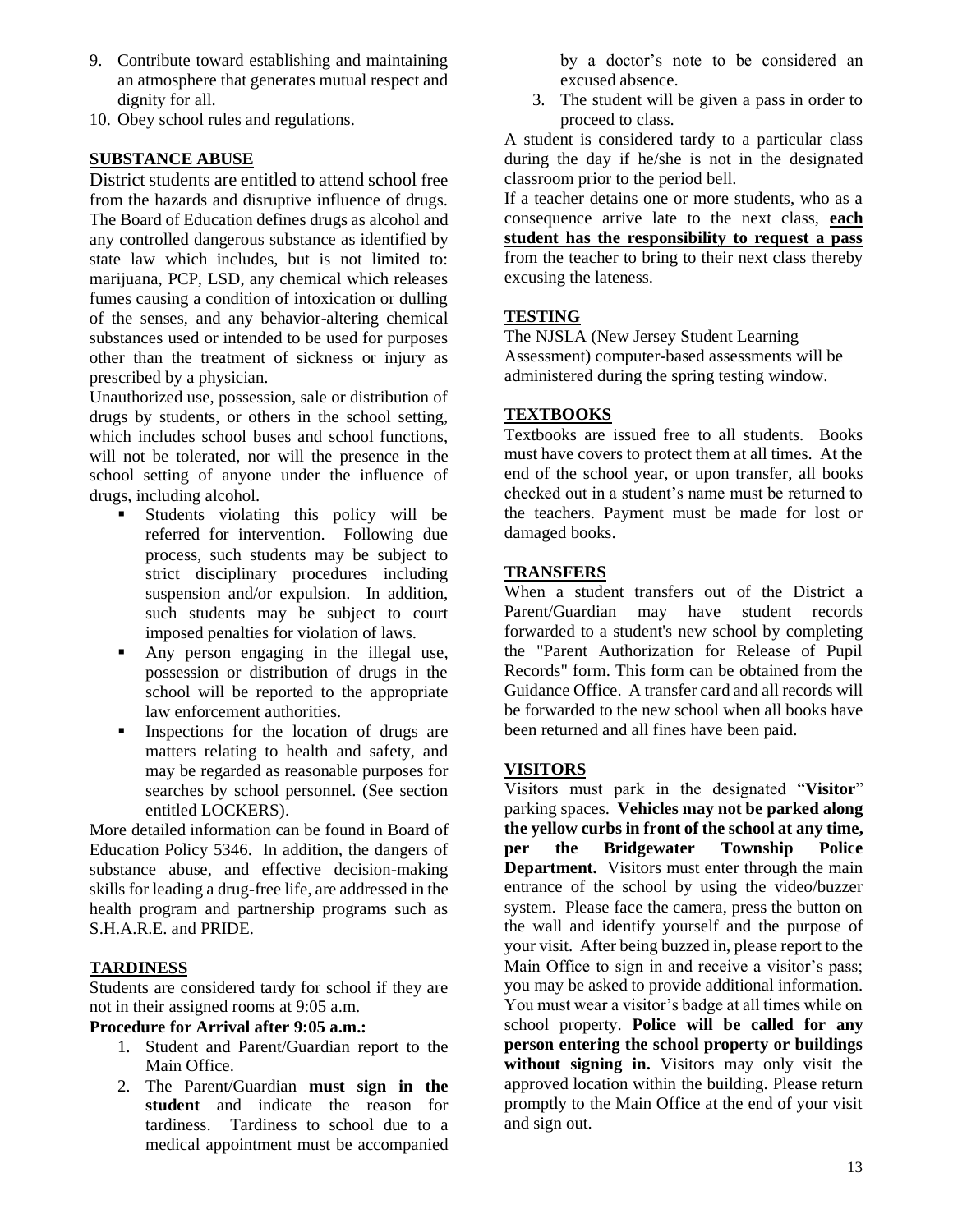9. Contribute toward establishing and maintaining an atmosphere that generates mutual respect and dignity for all.
10. Obey school rules and regulations.

## SUBSTANCE ABUSE

District students are entitled to attend school free from the hazards and disruptive influence of drugs. The Board of Education defines drugs as alcohol and any controlled dangerous substance as identified by state law which includes, but is not limited to: marijuana, PCP, LSD, any chemical which releases fumes causing a condition of intoxication or dulling of the senses, and any behavior-altering chemical substances used or intended to be used for purposes other than the treatment of sickness or injury as prescribed by a physician.

Unauthorized use, possession, sale or distribution of drugs by students, or others in the school setting, which includes school buses and school functions, will not be tolerated, nor will the presence in the school setting of anyone under the influence of drugs, including alcohol.

- Students violating this policy will be referred for intervention. Following due process, such students may be subject to strict disciplinary procedures including suspension and/or expulsion. In addition, such students may be subject to court imposed penalties for violation of laws.
- Any person engaging in the illegal use, possession or distribution of drugs in the school will be reported to the appropriate law enforcement authorities.
- Inspections for the location of drugs are matters relating to health and safety, and may be regarded as reasonable purposes for searches by school personnel. (See section entitled LOCKERS).

More detailed information can be found in Board of Education Policy 5346. In addition, the dangers of substance abuse, and effective decision-making skills for leading a drug-free life, are addressed in the health program and partnership programs such as S.H.A.R.E. and PRIDE.

## TARDINESS

Students are considered tardy for school if they are not in their assigned rooms at 9:05 a.m.

**Procedure for Arrival after 9:05 a.m.:**

1. Student and Parent/Guardian report to the Main Office.
2. The Parent/Guardian **must sign in the student** and indicate the reason for tardiness. Tardiness to school due to a medical appointment must be accompanied by a doctor's note to be considered an excused absence.
3. The student will be given a pass in order to proceed to class.

A student is considered tardy to a particular class during the day if he/she is not in the designated classroom prior to the period bell.

If a teacher detains one or more students, who as a consequence arrive late to the next class, **each student has the responsibility to request a pass** from the teacher to bring to their next class thereby excusing the lateness.

## TESTING

The NJSLA (New Jersey Student Learning Assessment) computer-based assessments will be administered during the spring testing window.

## TEXTBOOKS

Textbooks are issued free to all students. Books must have covers to protect them at all times. At the end of the school year, or upon transfer, all books checked out in a student's name must be returned to the teachers. Payment must be made for lost or damaged books.

## TRANSFERS

When a student transfers out of the District a Parent/Guardian may have student records forwarded to a student's new school by completing the "Parent Authorization for Release of Pupil Records" form. This form can be obtained from the Guidance Office. A transfer card and all records will be forwarded to the new school when all books have been returned and all fines have been paid.

## VISITORS

Visitors must park in the designated "**Visitor**" parking spaces. **Vehicles may not be parked along the yellow curbs in front of the school at any time, per the Bridgewater Township Police Department.** Visitors must enter through the main entrance of the school by using the video/buzzer system. Please face the camera, press the button on the wall and identify yourself and the purpose of your visit. After being buzzed in, please report to the Main Office to sign in and receive a visitor's pass; you may be asked to provide additional information. You must wear a visitor's badge at all times while on school property. **Police will be called for any person entering the school property or buildings without signing in.** Visitors may only visit the approved location within the building. Please return promptly to the Main Office at the end of your visit and sign out.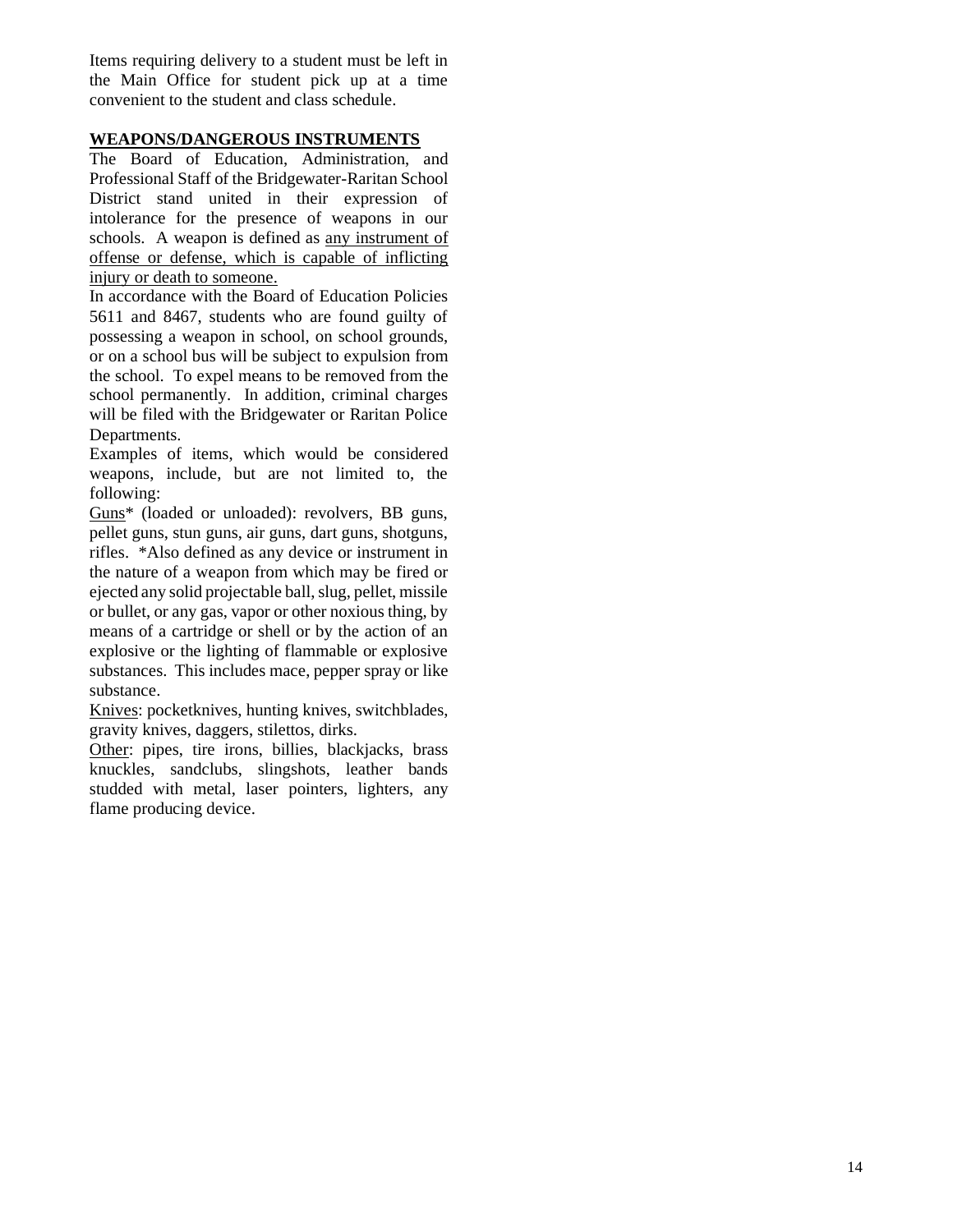Items requiring delivery to a student must be left in the Main Office for student pick up at a time convenient to the student and class schedule.

**WEAPONS/DANGEROUS INSTRUMENTS**

The Board of Education, Administration, and Professional Staff of the Bridgewater-Raritan School District stand united in their expression of intolerance for the presence of weapons in our schools. A weapon is defined as any instrument of offense or defense, which is capable of inflicting injury or death to someone.

In accordance with the Board of Education Policies 5611 and 8467, students who are found guilty of possessing a weapon in school, on school grounds, or on a school bus will be subject to expulsion from the school. To expel means to be removed from the school permanently. In addition, criminal charges will be filed with the Bridgewater or Raritan Police Departments.

Examples of items, which would be considered weapons, include, but are not limited to, the following:

Guns* (loaded or unloaded): revolvers, BB guns, pellet guns, stun guns, air guns, dart guns, shotguns, rifles. *Also defined as any device or instrument in the nature of a weapon from which may be fired or ejected any solid projectable ball, slug, pellet, missile or bullet, or any gas, vapor or other noxious thing, by means of a cartridge or shell or by the action of an explosive or the lighting of flammable or explosive substances. This includes mace, pepper spray or like substance.

Knives: pocketknives, hunting knives, switchblades, gravity knives, daggers, stilettos, dirks.

Other: pipes, tire irons, billies, blackjacks, brass knuckles, sandclubs, slingshots, leather bands studded with metal, laser pointers, lighters, any flame producing device.